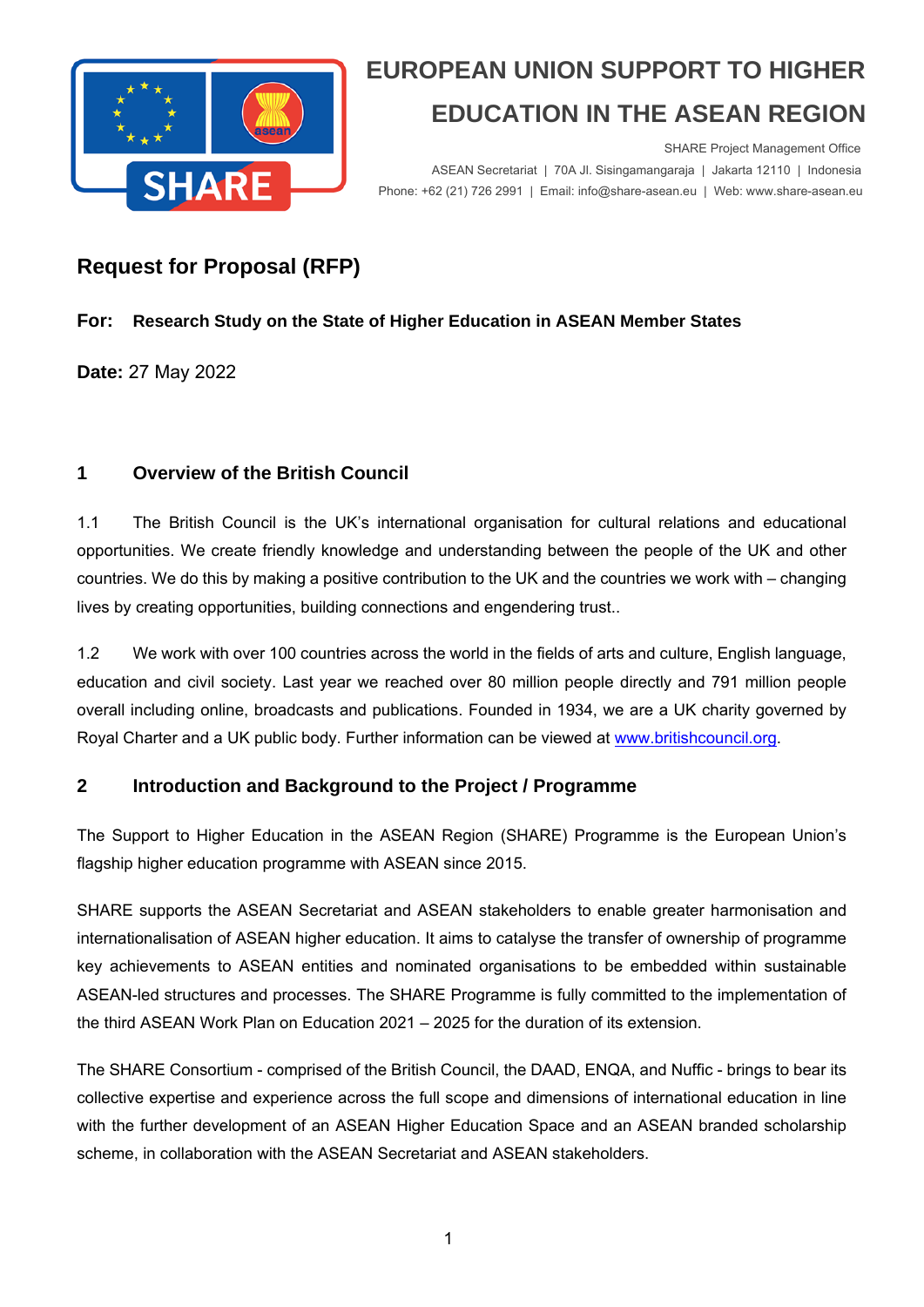# EUROPEAN UNION SUPPORT TO HIGHER EDUCATION IN THE ASEAN REGION

SHARE Project Management Office
ASEAN Secretariat | 70A Jl. Sisingamangaraja | Jakarta 12110 | Indonesia
Phone: +62 (21) 726 2991 | Email: info@share-asean.eu | Web: www.share-asean.eu

## Request for Proposal (RFP)

**For: Research Study on the State of Higher Education in ASEAN Member States**

**Date:** 27 May 2022

### 1 Overview of the British Council

1.1 The British Council is the UK's international organisation for cultural relations and educational opportunities. We create friendly knowledge and understanding between the people of the UK and other countries. We do this by making a positive contribution to the UK and the countries we work with – changing lives by creating opportunities, building connections and engendering trust..

1.2 We work with over 100 countries across the world in the fields of arts and culture, English language, education and civil society. Last year we reached over 80 million people directly and 791 million people overall including online, broadcasts and publications. Founded in 1934, we are a UK charity governed by Royal Charter and a UK public body. Further information can be viewed at www.britishcouncil.org.

### 2 Introduction and Background to the Project / Programme

The Support to Higher Education in the ASEAN Region (SHARE) Programme is the European Union's flagship higher education programme with ASEAN since 2015.

SHARE supports the ASEAN Secretariat and ASEAN stakeholders to enable greater harmonisation and internationalisation of ASEAN higher education. It aims to catalyse the transfer of ownership of programme key achievements to ASEAN entities and nominated organisations to be embedded within sustainable ASEAN-led structures and processes. The SHARE Programme is fully committed to the implementation of the third ASEAN Work Plan on Education 2021 – 2025 for the duration of its extension.

The SHARE Consortium - comprised of the British Council, the DAAD, ENQA, and Nuffic - brings to bear its collective expertise and experience across the full scope and dimensions of international education in line with the further development of an ASEAN Higher Education Space and an ASEAN branded scholarship scheme, in collaboration with the ASEAN Secretariat and ASEAN stakeholders.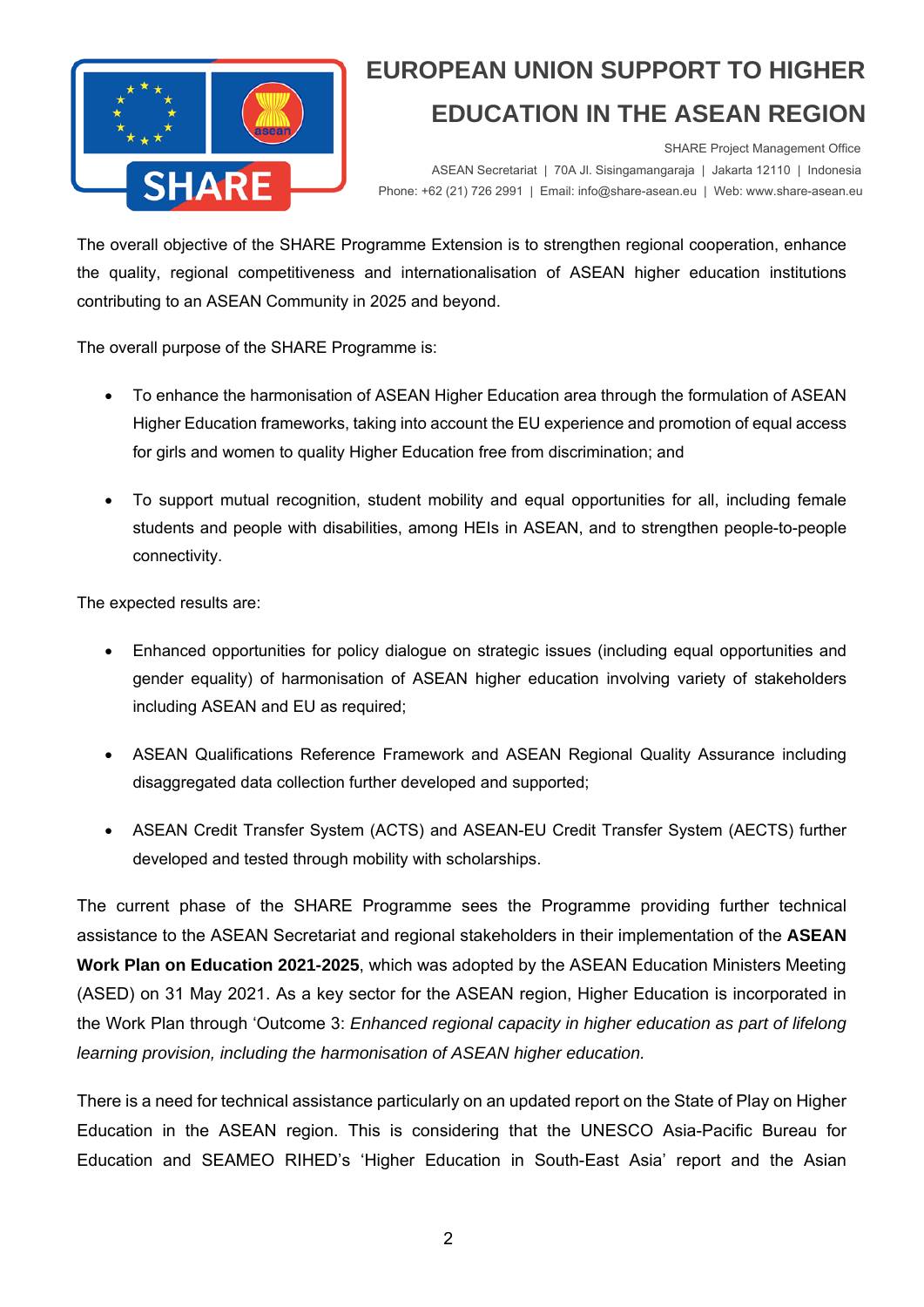The overall objective of the SHARE Programme Extension is to strengthen regional cooperation, enhance the quality, regional competitiveness and internationalisation of ASEAN higher education institutions contributing to an ASEAN Community in 2025 and beyond.

The overall purpose of the SHARE Programme is:

- To enhance the harmonisation of ASEAN Higher Education area through the formulation of ASEAN Higher Education frameworks, taking into account the EU experience and promotion of equal access for girls and women to quality Higher Education free from discrimination; and
- To support mutual recognition, student mobility and equal opportunities for all, including female students and people with disabilities, among HEIs in ASEAN, and to strengthen people-to-people connectivity.

The expected results are:

- Enhanced opportunities for policy dialogue on strategic issues (including equal opportunities and gender equality) of harmonisation of ASEAN higher education involving variety of stakeholders including ASEAN and EU as required;
- ASEAN Qualifications Reference Framework and ASEAN Regional Quality Assurance including disaggregated data collection further developed and supported;
- ASEAN Credit Transfer System (ACTS) and ASEAN-EU Credit Transfer System (AECTS) further developed and tested through mobility with scholarships.

The current phase of the SHARE Programme sees the Programme providing further technical assistance to the ASEAN Secretariat and regional stakeholders in their implementation of the **ASEAN Work Plan on Education 2021-2025**, which was adopted by the ASEAN Education Ministers Meeting (ASED) on 31 May 2021. As a key sector for the ASEAN region, Higher Education is incorporated in the Work Plan through 'Outcome 3: *Enhanced regional capacity in higher education as part of lifelong learning provision, including the harmonisation of ASEAN higher education.*

There is a need for technical assistance particularly on an updated report on the State of Play on Higher Education in the ASEAN region. This is considering that the UNESCO Asia-Pacific Bureau for Education and SEAMEO RIHED's 'Higher Education in South-East Asia' report and the Asian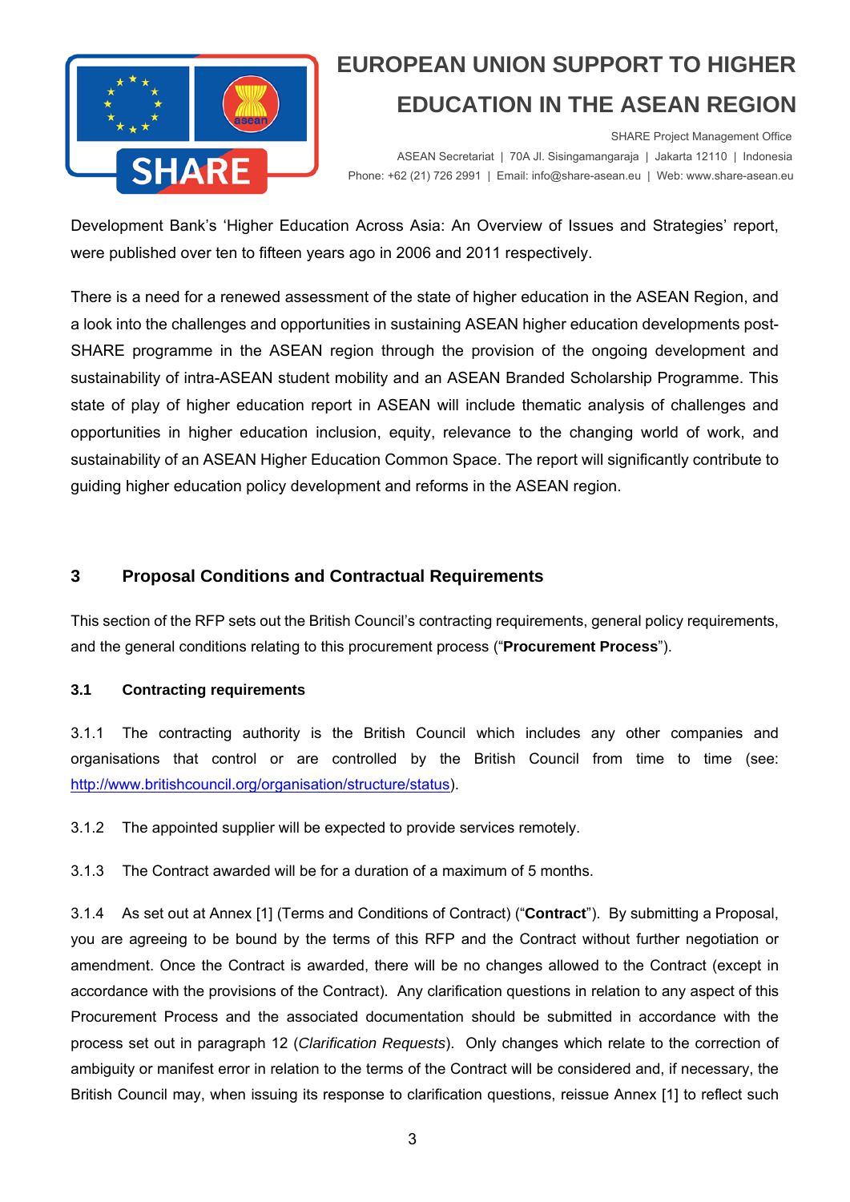Development Bank's 'Higher Education Across Asia: An Overview of Issues and Strategies' report, were published over ten to fifteen years ago in 2006 and 2011 respectively.

There is a need for a renewed assessment of the state of higher education in the ASEAN Region, and a look into the challenges and opportunities in sustaining ASEAN higher education developments post-SHARE programme in the ASEAN region through the provision of the ongoing development and sustainability of intra-ASEAN student mobility and an ASEAN Branded Scholarship Programme. This state of play of higher education report in ASEAN will include thematic analysis of challenges and opportunities in higher education inclusion, equity, relevance to the changing world of work, and sustainability of an ASEAN Higher Education Common Space. The report will significantly contribute to guiding higher education policy development and reforms in the ASEAN region.

## 3 Proposal Conditions and Contractual Requirements

This section of the RFP sets out the British Council's contracting requirements, general policy requirements, and the general conditions relating to this procurement process ("**Procurement Process**").

### 3.1 Contracting requirements

3.1.1 The contracting authority is the British Council which includes any other companies and organisations that control or are controlled by the British Council from time to time (see: http://www.britishcouncil.org/organisation/structure/status).

3.1.2 The appointed supplier will be expected to provide services remotely.

3.1.3 The Contract awarded will be for a duration of a maximum of 5 months.

3.1.4 As set out at Annex [1] (Terms and Conditions of Contract) ("**Contract**"). By submitting a Proposal, you are agreeing to be bound by the terms of this RFP and the Contract without further negotiation or amendment. Once the Contract is awarded, there will be no changes allowed to the Contract (except in accordance with the provisions of the Contract). Any clarification questions in relation to any aspect of this Procurement Process and the associated documentation should be submitted in accordance with the process set out in paragraph 12 (*Clarification Requests*). Only changes which relate to the correction of ambiguity or manifest error in relation to the terms of the Contract will be considered and, if necessary, the British Council may, when issuing its response to clarification questions, reissue Annex [1] to reflect such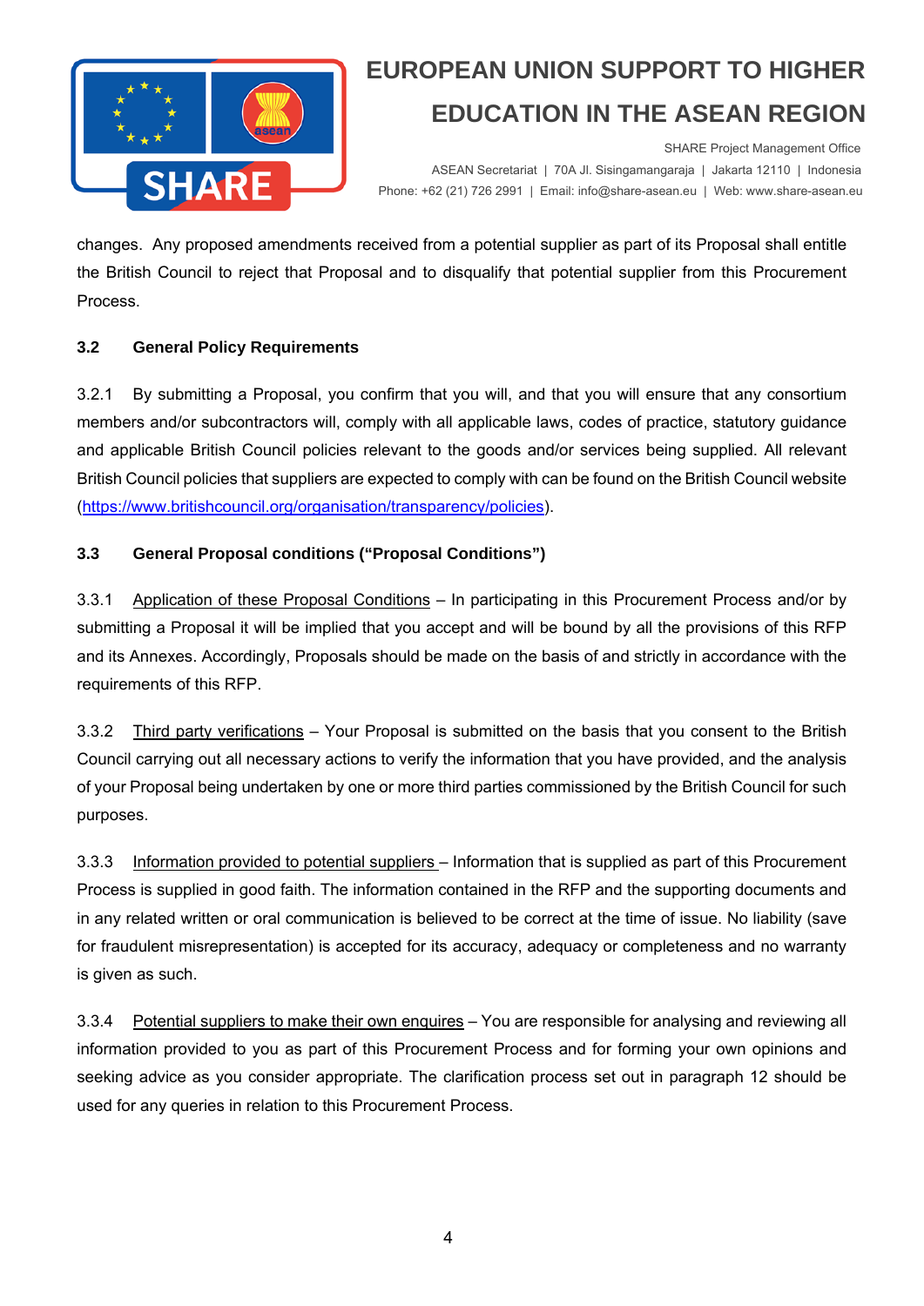changes. Any proposed amendments received from a potential supplier as part of its Proposal shall entitle the British Council to reject that Proposal and to disqualify that potential supplier from this Procurement Process.

### 3.2 General Policy Requirements

3.2.1 By submitting a Proposal, you confirm that you will, and that you will ensure that any consortium members and/or subcontractors will, comply with all applicable laws, codes of practice, statutory guidance and applicable British Council policies relevant to the goods and/or services being supplied. All relevant British Council policies that suppliers are expected to comply with can be found on the British Council website (https://www.britishcouncil.org/organisation/transparency/policies).

### 3.3 General Proposal conditions ("Proposal Conditions")

3.3.1 Application of these Proposal Conditions – In participating in this Procurement Process and/or by submitting a Proposal it will be implied that you accept and will be bound by all the provisions of this RFP and its Annexes. Accordingly, Proposals should be made on the basis of and strictly in accordance with the requirements of this RFP.

3.3.2 Third party verifications – Your Proposal is submitted on the basis that you consent to the British Council carrying out all necessary actions to verify the information that you have provided, and the analysis of your Proposal being undertaken by one or more third parties commissioned by the British Council for such purposes.

3.3.3 Information provided to potential suppliers – Information that is supplied as part of this Procurement Process is supplied in good faith. The information contained in the RFP and the supporting documents and in any related written or oral communication is believed to be correct at the time of issue. No liability (save for fraudulent misrepresentation) is accepted for its accuracy, adequacy or completeness and no warranty is given as such.

3.3.4 Potential suppliers to make their own enquires – You are responsible for analysing and reviewing all information provided to you as part of this Procurement Process and for forming your own opinions and seeking advice as you consider appropriate. The clarification process set out in paragraph 12 should be used for any queries in relation to this Procurement Process.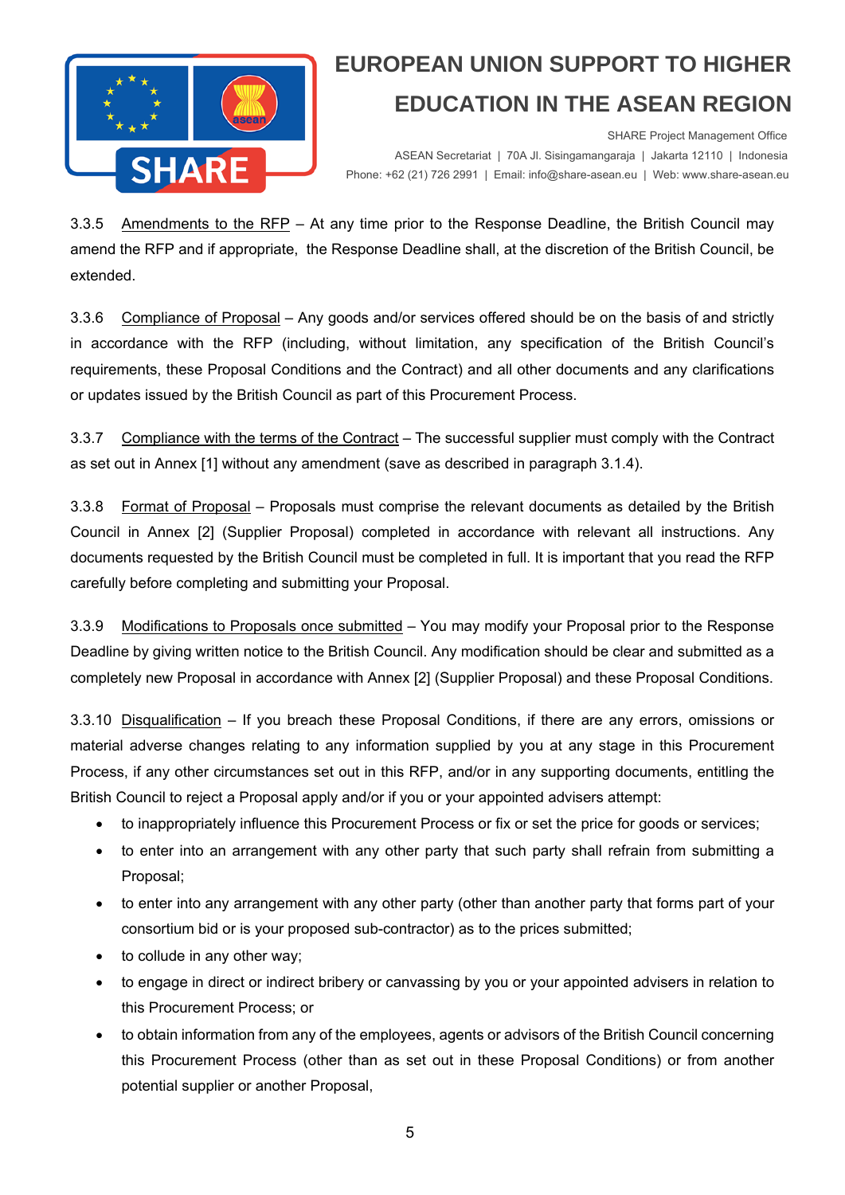3.3.5 Amendments to the RFP – At any time prior to the Response Deadline, the British Council may amend the RFP and if appropriate, the Response Deadline shall, at the discretion of the British Council, be extended.

3.3.6 Compliance of Proposal – Any goods and/or services offered should be on the basis of and strictly in accordance with the RFP (including, without limitation, any specification of the British Council's requirements, these Proposal Conditions and the Contract) and all other documents and any clarifications or updates issued by the British Council as part of this Procurement Process.

3.3.7 Compliance with the terms of the Contract – The successful supplier must comply with the Contract as set out in Annex [1] without any amendment (save as described in paragraph 3.1.4).

3.3.8 Format of Proposal – Proposals must comprise the relevant documents as detailed by the British Council in Annex [2] (Supplier Proposal) completed in accordance with relevant all instructions. Any documents requested by the British Council must be completed in full. It is important that you read the RFP carefully before completing and submitting your Proposal.

3.3.9 Modifications to Proposals once submitted – You may modify your Proposal prior to the Response Deadline by giving written notice to the British Council. Any modification should be clear and submitted as a completely new Proposal in accordance with Annex [2] (Supplier Proposal) and these Proposal Conditions.

3.3.10 Disqualification – If you breach these Proposal Conditions, if there are any errors, omissions or material adverse changes relating to any information supplied by you at any stage in this Procurement Process, if any other circumstances set out in this RFP, and/or in any supporting documents, entitling the British Council to reject a Proposal apply and/or if you or your appointed advisers attempt:

- to inappropriately influence this Procurement Process or fix or set the price for goods or services;
- to enter into an arrangement with any other party that such party shall refrain from submitting a Proposal;
- to enter into any arrangement with any other party (other than another party that forms part of your consortium bid or is your proposed sub-contractor) as to the prices submitted;
- to collude in any other way;
- to engage in direct or indirect bribery or canvassing by you or your appointed advisers in relation to this Procurement Process; or
- to obtain information from any of the employees, agents or advisors of the British Council concerning this Procurement Process (other than as set out in these Proposal Conditions) or from another potential supplier or another Proposal,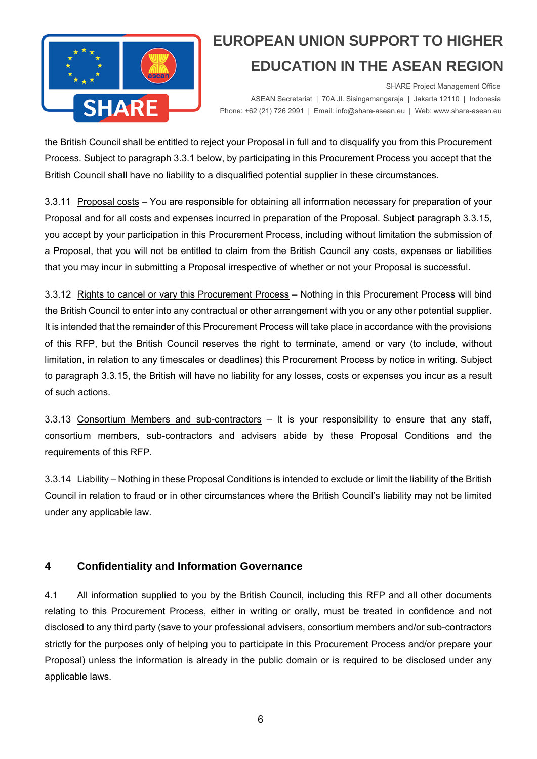the British Council shall be entitled to reject your Proposal in full and to disqualify you from this Procurement Process. Subject to paragraph 3.3.1 below, by participating in this Procurement Process you accept that the British Council shall have no liability to a disqualified potential supplier in these circumstances.

3.3.11 Proposal costs – You are responsible for obtaining all information necessary for preparation of your Proposal and for all costs and expenses incurred in preparation of the Proposal. Subject paragraph 3.3.15, you accept by your participation in this Procurement Process, including without limitation the submission of a Proposal, that you will not be entitled to claim from the British Council any costs, expenses or liabilities that you may incur in submitting a Proposal irrespective of whether or not your Proposal is successful.

3.3.12 Rights to cancel or vary this Procurement Process – Nothing in this Procurement Process will bind the British Council to enter into any contractual or other arrangement with you or any other potential supplier. It is intended that the remainder of this Procurement Process will take place in accordance with the provisions of this RFP, but the British Council reserves the right to terminate, amend or vary (to include, without limitation, in relation to any timescales or deadlines) this Procurement Process by notice in writing. Subject to paragraph 3.3.15, the British will have no liability for any losses, costs or expenses you incur as a result of such actions.

3.3.13 Consortium Members and sub-contractors – It is your responsibility to ensure that any staff, consortium members, sub-contractors and advisers abide by these Proposal Conditions and the requirements of this RFP.

3.3.14 Liability – Nothing in these Proposal Conditions is intended to exclude or limit the liability of the British Council in relation to fraud or in other circumstances where the British Council's liability may not be limited under any applicable law.

## 4 Confidentiality and Information Governance

4.1 All information supplied to you by the British Council, including this RFP and all other documents relating to this Procurement Process, either in writing or orally, must be treated in confidence and not disclosed to any third party (save to your professional advisers, consortium members and/or sub-contractors strictly for the purposes only of helping you to participate in this Procurement Process and/or prepare your Proposal) unless the information is already in the public domain or is required to be disclosed under any applicable laws.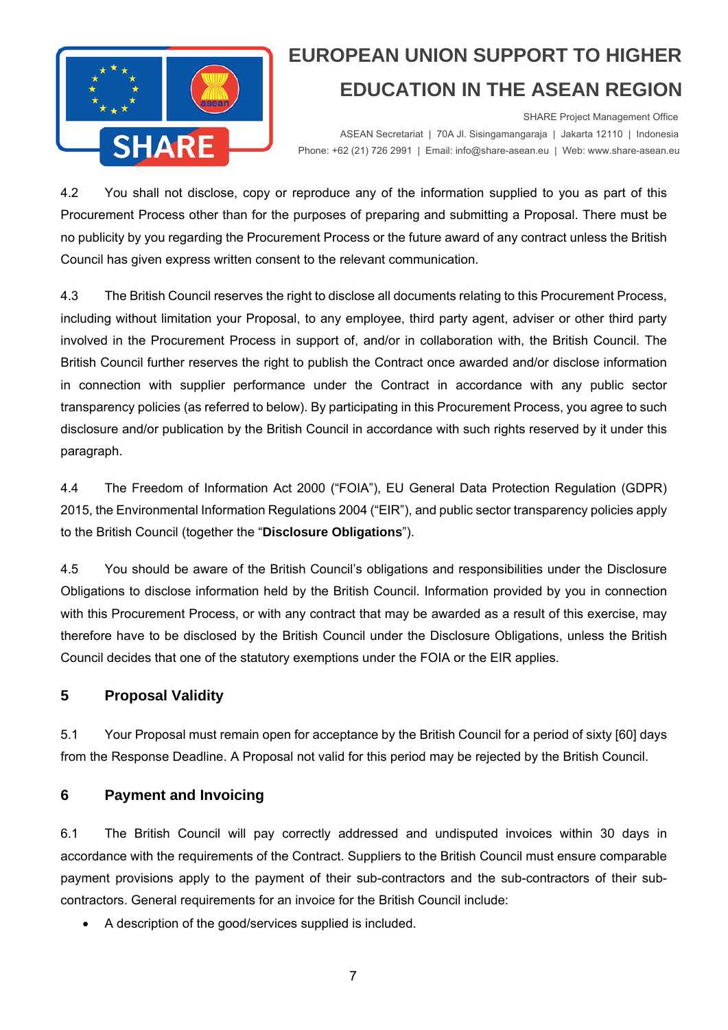4.2 You shall not disclose, copy or reproduce any of the information supplied to you as part of this Procurement Process other than for the purposes of preparing and submitting a Proposal. There must be no publicity by you regarding the Procurement Process or the future award of any contract unless the British Council has given express written consent to the relevant communication.

4.3 The British Council reserves the right to disclose all documents relating to this Procurement Process, including without limitation your Proposal, to any employee, third party agent, adviser or other third party involved in the Procurement Process in support of, and/or in collaboration with, the British Council. The British Council further reserves the right to publish the Contract once awarded and/or disclose information in connection with supplier performance under the Contract in accordance with any public sector transparency policies (as referred to below). By participating in this Procurement Process, you agree to such disclosure and/or publication by the British Council in accordance with such rights reserved by it under this paragraph.

4.4 The Freedom of Information Act 2000 ("FOIA"), EU General Data Protection Regulation (GDPR) 2015, the Environmental Information Regulations 2004 ("EIR"), and public sector transparency policies apply to the British Council (together the "**Disclosure Obligations**").

4.5 You should be aware of the British Council's obligations and responsibilities under the Disclosure Obligations to disclose information held by the British Council. Information provided by you in connection with this Procurement Process, or with any contract that may be awarded as a result of this exercise, may therefore have to be disclosed by the British Council under the Disclosure Obligations, unless the British Council decides that one of the statutory exemptions under the FOIA or the EIR applies.

## 5 Proposal Validity

5.1 Your Proposal must remain open for acceptance by the British Council for a period of sixty [60] days from the Response Deadline. A Proposal not valid for this period may be rejected by the British Council.

## 6 Payment and Invoicing

6.1 The British Council will pay correctly addressed and undisputed invoices within 30 days in accordance with the requirements of the Contract. Suppliers to the British Council must ensure comparable payment provisions apply to the payment of their sub-contractors and the sub-contractors of their sub-contractors. General requirements for an invoice for the British Council include:

- A description of the good/services supplied is included.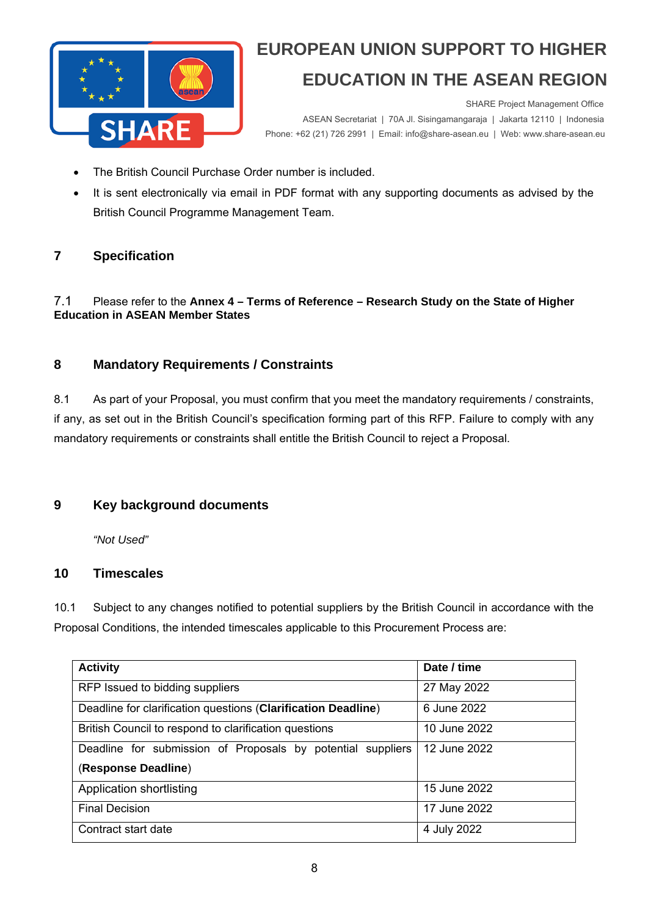- The British Council Purchase Order number is included.
- It is sent electronically via email in PDF format with any supporting documents as advised by the British Council Programme Management Team.

## 7 Specification

7.1 Please refer to the **Annex 4 – Terms of Reference – Research Study on the State of Higher Education in ASEAN Member States**

## 8 Mandatory Requirements / Constraints

8.1 As part of your Proposal, you must confirm that you meet the mandatory requirements / constraints, if any, as set out in the British Council's specification forming part of this RFP. Failure to comply with any mandatory requirements or constraints shall entitle the British Council to reject a Proposal.

## 9 Key background documents

*"Not Used"*

## 10 Timescales

10.1 Subject to any changes notified to potential suppliers by the British Council in accordance with the Proposal Conditions, the intended timescales applicable to this Procurement Process are:

| Activity | Date / time |
| --- | --- |
| RFP Issued to bidding suppliers | 27 May 2022 |
| Deadline for clarification questions (**Clarification Deadline**) | 6 June 2022 |
| British Council to respond to clarification questions | 10 June 2022 |
| Deadline for submission of Proposals by potential suppliers (**Response Deadline**) | 12 June 2022 |
| Application shortlisting | 15 June 2022 |
| Final Decision | 17 June 2022 |
| Contract start date | 4 July 2022 |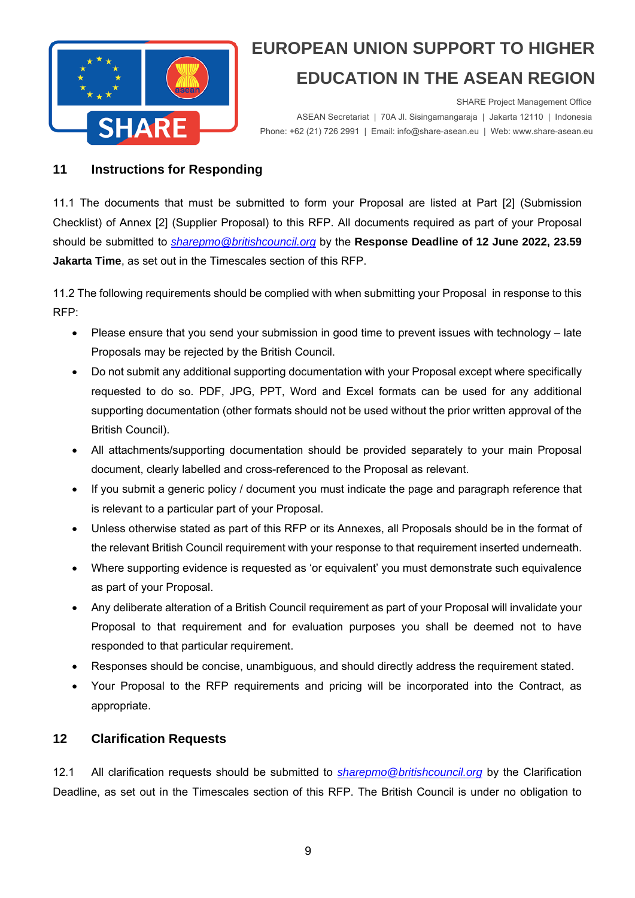## 11 Instructions for Responding

11.1 The documents that must be submitted to form your Proposal are listed at Part [2] (Submission Checklist) of Annex [2] (Supplier Proposal) to this RFP. All documents required as part of your Proposal should be submitted to *sharepmo@britishcouncil.org* by the **Response Deadline of 12 June 2022, 23.59 Jakarta Time**, as set out in the Timescales section of this RFP.

11.2 The following requirements should be complied with when submitting your Proposal in response to this RFP:

- Please ensure that you send your submission in good time to prevent issues with technology – late Proposals may be rejected by the British Council.
- Do not submit any additional supporting documentation with your Proposal except where specifically requested to do so. PDF, JPG, PPT, Word and Excel formats can be used for any additional supporting documentation (other formats should not be used without the prior written approval of the British Council).
- All attachments/supporting documentation should be provided separately to your main Proposal document, clearly labelled and cross-referenced to the Proposal as relevant.
- If you submit a generic policy / document you must indicate the page and paragraph reference that is relevant to a particular part of your Proposal.
- Unless otherwise stated as part of this RFP or its Annexes, all Proposals should be in the format of the relevant British Council requirement with your response to that requirement inserted underneath.
- Where supporting evidence is requested as 'or equivalent' you must demonstrate such equivalence as part of your Proposal.
- Any deliberate alteration of a British Council requirement as part of your Proposal will invalidate your Proposal to that requirement and for evaluation purposes you shall be deemed not to have responded to that particular requirement.
- Responses should be concise, unambiguous, and should directly address the requirement stated.
- Your Proposal to the RFP requirements and pricing will be incorporated into the Contract, as appropriate.

## 12 Clarification Requests

12.1 All clarification requests should be submitted to *sharepmo@britishcouncil.org* by the Clarification Deadline, as set out in the Timescales section of this RFP. The British Council is under no obligation to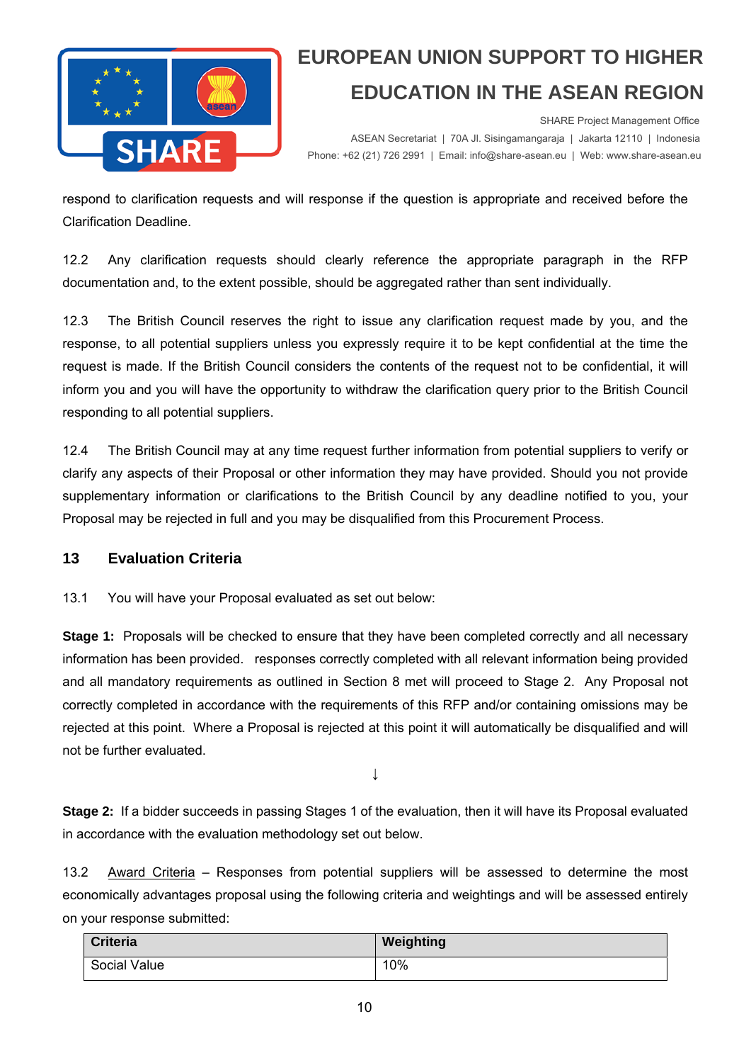respond to clarification requests and will response if the question is appropriate and received before the Clarification Deadline.

12.2 Any clarification requests should clearly reference the appropriate paragraph in the RFP documentation and, to the extent possible, should be aggregated rather than sent individually.

12.3 The British Council reserves the right to issue any clarification request made by you, and the response, to all potential suppliers unless you expressly require it to be kept confidential at the time the request is made. If the British Council considers the contents of the request not to be confidential, it will inform you and you will have the opportunity to withdraw the clarification query prior to the British Council responding to all potential suppliers.

12.4 The British Council may at any time request further information from potential suppliers to verify or clarify any aspects of their Proposal or other information they may have provided. Should you not provide supplementary information or clarifications to the British Council by any deadline notified to you, your Proposal may be rejected in full and you may be disqualified from this Procurement Process.

## 13 Evaluation Criteria

13.1 You will have your Proposal evaluated as set out below:

**Stage 1:** Proposals will be checked to ensure that they have been completed correctly and all necessary information has been provided. responses correctly completed with all relevant information being provided and all mandatory requirements as outlined in Section 8 met will proceed to Stage 2. Any Proposal not correctly completed in accordance with the requirements of this RFP and/or containing omissions may be rejected at this point. Where a Proposal is rejected at this point it will automatically be disqualified and will not be further evaluated.

↓

**Stage 2:** If a bidder succeeds in passing Stages 1 of the evaluation, then it will have its Proposal evaluated in accordance with the evaluation methodology set out below.

13.2 Award Criteria – Responses from potential suppliers will be assessed to determine the most economically advantages proposal using the following criteria and weightings and will be assessed entirely on your response submitted:

| Criteria | Weighting |
|---|---|
| Social Value | 10% |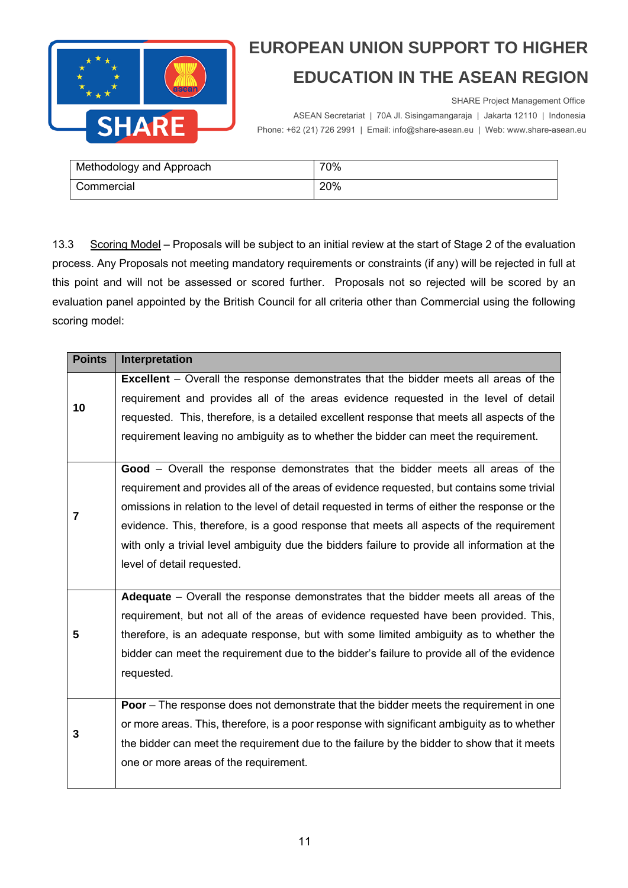| Methodology and Approach | 70% |
|---|---|
| Commercial | 20% |

13.3 Scoring Model – Proposals will be subject to an initial review at the start of Stage 2 of the evaluation process. Any Proposals not meeting mandatory requirements or constraints (if any) will be rejected in full at this point and will not be assessed or scored further. Proposals not so rejected will be scored by an evaluation panel appointed by the British Council for all criteria other than Commercial using the following scoring model:

| Points | Interpretation |
|---|---|
| **10** | **Excellent** – Overall the response demonstrates that the bidder meets all areas of the requirement and provides all of the areas evidence requested in the level of detail requested. This, therefore, is a detailed excellent response that meets all aspects of the requirement leaving no ambiguity as to whether the bidder can meet the requirement. |
| **7** | **Good** – Overall the response demonstrates that the bidder meets all areas of the requirement and provides all of the areas of evidence requested, but contains some trivial omissions in relation to the level of detail requested in terms of either the response or the evidence. This, therefore, is a good response that meets all aspects of the requirement with only a trivial level ambiguity due the bidders failure to provide all information at the level of detail requested. |
| **5** | **Adequate** – Overall the response demonstrates that the bidder meets all areas of the requirement, but not all of the areas of evidence requested have been provided. This, therefore, is an adequate response, but with some limited ambiguity as to whether the bidder can meet the requirement due to the bidder's failure to provide all of the evidence requested. |
| **3** | **Poor** – The response does not demonstrate that the bidder meets the requirement in one or more areas. This, therefore, is a poor response with significant ambiguity as to whether the bidder can meet the requirement due to the failure by the bidder to show that it meets one or more areas of the requirement. |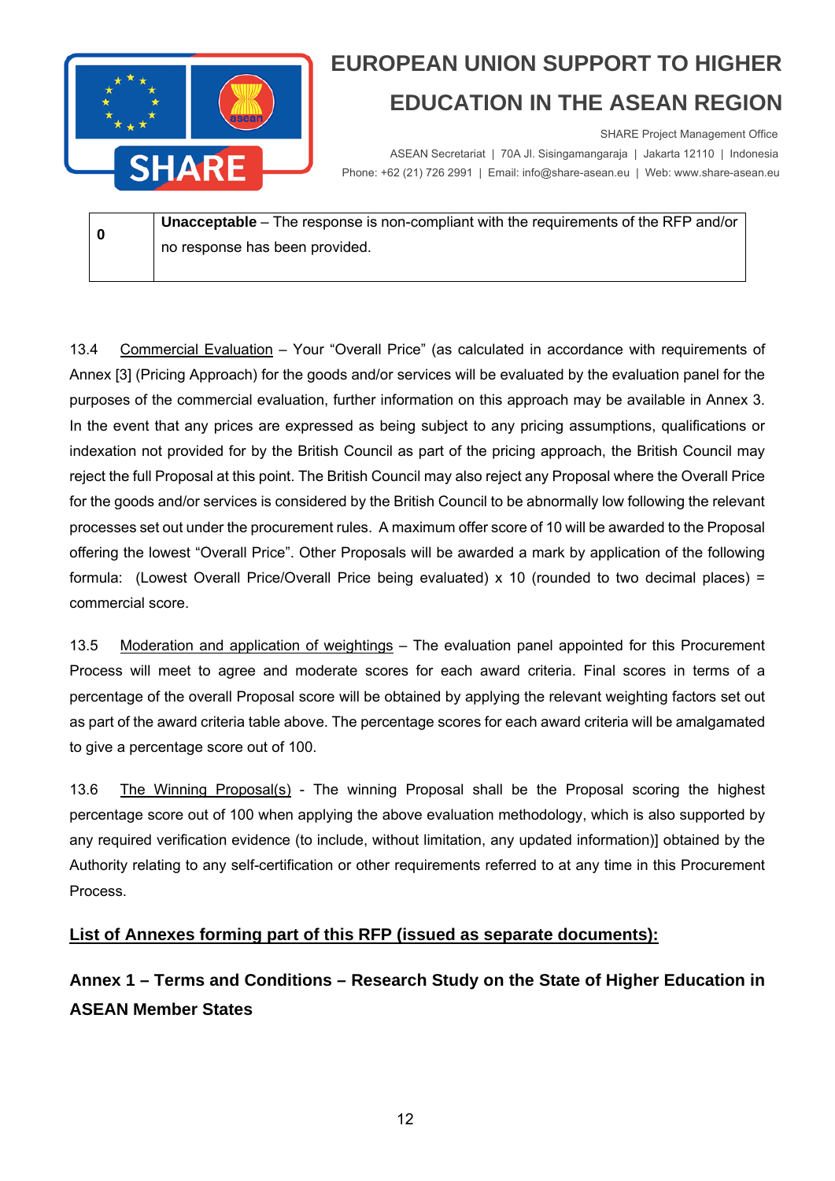| 0 | **Unacceptable** – The response is non-compliant with the requirements of the RFP and/or no response has been provided. |
|---|---|

13.4 Commercial Evaluation – Your “Overall Price” (as calculated in accordance with requirements of Annex [3] (Pricing Approach) for the goods and/or services will be evaluated by the evaluation panel for the purposes of the commercial evaluation, further information on this approach may be available in Annex 3. In the event that any prices are expressed as being subject to any pricing assumptions, qualifications or indexation not provided for by the British Council as part of the pricing approach, the British Council may reject the full Proposal at this point. The British Council may also reject any Proposal where the Overall Price for the goods and/or services is considered by the British Council to be abnormally low following the relevant processes set out under the procurement rules. A maximum offer score of 10 will be awarded to the Proposal offering the lowest “Overall Price”. Other Proposals will be awarded a mark by application of the following formula: (Lowest Overall Price/Overall Price being evaluated) x 10 (rounded to two decimal places) = commercial score.

13.5 Moderation and application of weightings – The evaluation panel appointed for this Procurement Process will meet to agree and moderate scores for each award criteria. Final scores in terms of a percentage of the overall Proposal score will be obtained by applying the relevant weighting factors set out as part of the award criteria table above. The percentage scores for each award criteria will be amalgamated to give a percentage score out of 100.

13.6 The Winning Proposal(s) - The winning Proposal shall be the Proposal scoring the highest percentage score out of 100 when applying the above evaluation methodology, which is also supported by any required verification evidence (to include, without limitation, any updated information)] obtained by the Authority relating to any self-certification or other requirements referred to at any time in this Procurement Process.

**List of Annexes forming part of this RFP (issued as separate documents):**

**Annex 1 – Terms and Conditions – Research Study on the State of Higher Education in ASEAN Member States**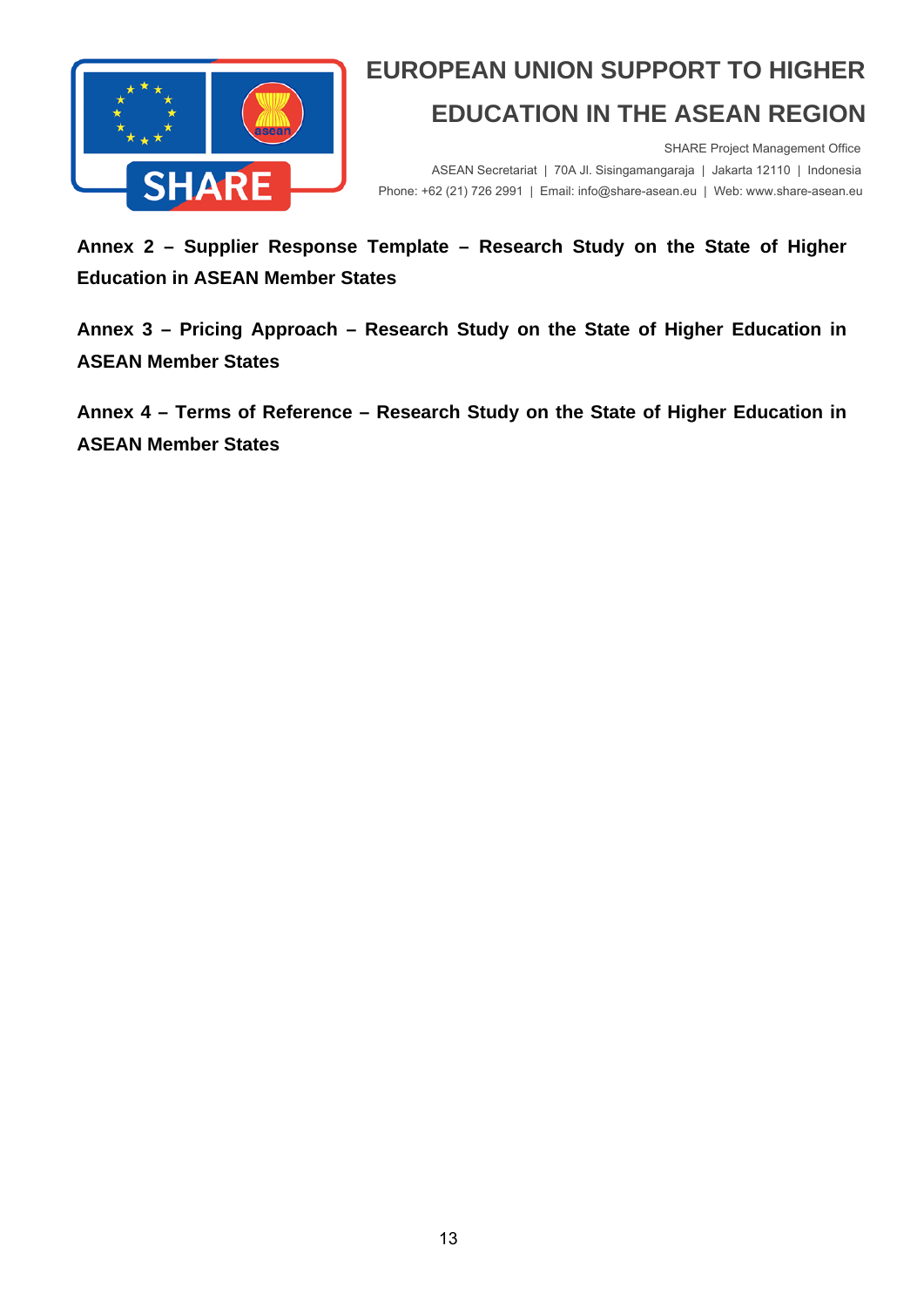**Annex 2 – Supplier Response Template – Research Study on the State of Higher Education in ASEAN Member States**

**Annex 3 – Pricing Approach – Research Study on the State of Higher Education in ASEAN Member States**

**Annex 4 – Terms of Reference – Research Study on the State of Higher Education in ASEAN Member States**